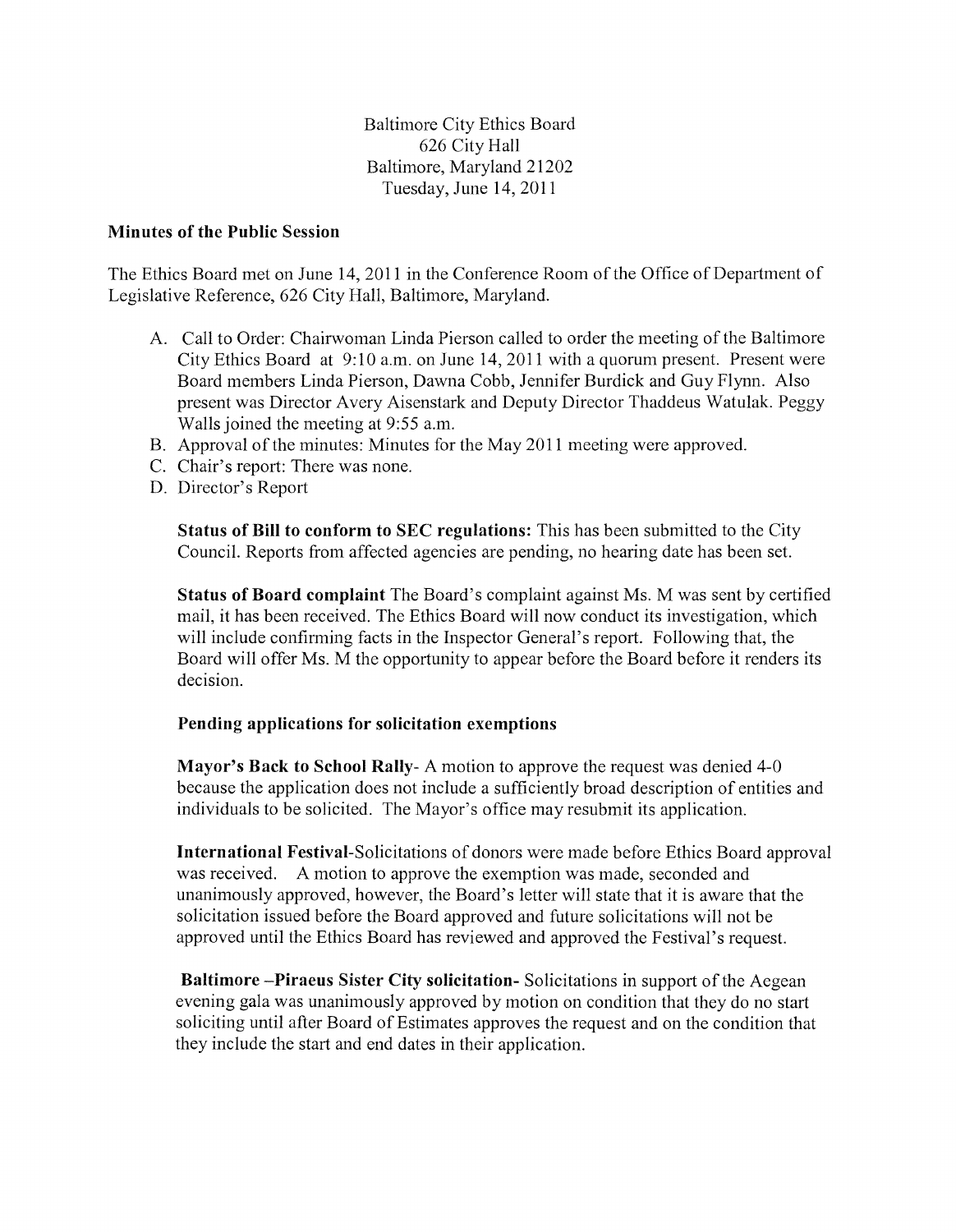Baltimore City Ethics Board
626 City Hall
Baltimore, Maryland 21202
Tuesday, June 14, 2011

**Minutes of the Public Session**

The Ethics Board met on June 14, 2011 in the Conference Room of the Office of Department of Legislative Reference, 626 City Hall, Baltimore, Maryland.

A. Call to Order: Chairwoman Linda Pierson called to order the meeting of the Baltimore City Ethics Board at 9:10 a.m. on June 14, 2011 with a quorum present. Present were Board members Linda Pierson, Dawna Cobb, Jennifer Burdick and Guy Flynn. Also present was Director Avery Aisenstark and Deputy Director Thaddeus Watulak. Peggy Walls joined the meeting at 9:55 a.m.
B. Approval of the minutes: Minutes for the May 2011 meeting were approved.
C. Chair's report: There was none.
D. Director's Report

**Status of Bill to conform to SEC regulations:** This has been submitted to the City Council. Reports from affected agencies are pending, no hearing date has been set.

**Status of Board complaint** The Board's complaint against Ms. M was sent by certified mail, it has been received. The Ethics Board will now conduct its investigation, which will include confirming facts in the Inspector General's report. Following that, the Board will offer Ms. M the opportunity to appear before the Board before it renders its decision.

**Pending applications for solicitation exemptions**

**Mayor's Back to School Rally**- A motion to approve the request was denied 4-0 because the application does not include a sufficiently broad description of entities and individuals to be solicited. The Mayor's office may resubmit its application.

**International Festival**-Solicitations of donors were made before Ethics Board approval was received. A motion to approve the exemption was made, seconded and unanimously approved, however, the Board's letter will state that it is aware that the solicitation issued before the Board approved and future solicitations will not be approved until the Ethics Board has reviewed and approved the Festival's request.

**Baltimore –Piraeus Sister City solicitation-** Solicitations in support of the Aegean evening gala was unanimously approved by motion on condition that they do no start soliciting until after Board of Estimates approves the request and on the condition that they include the start and end dates in their application.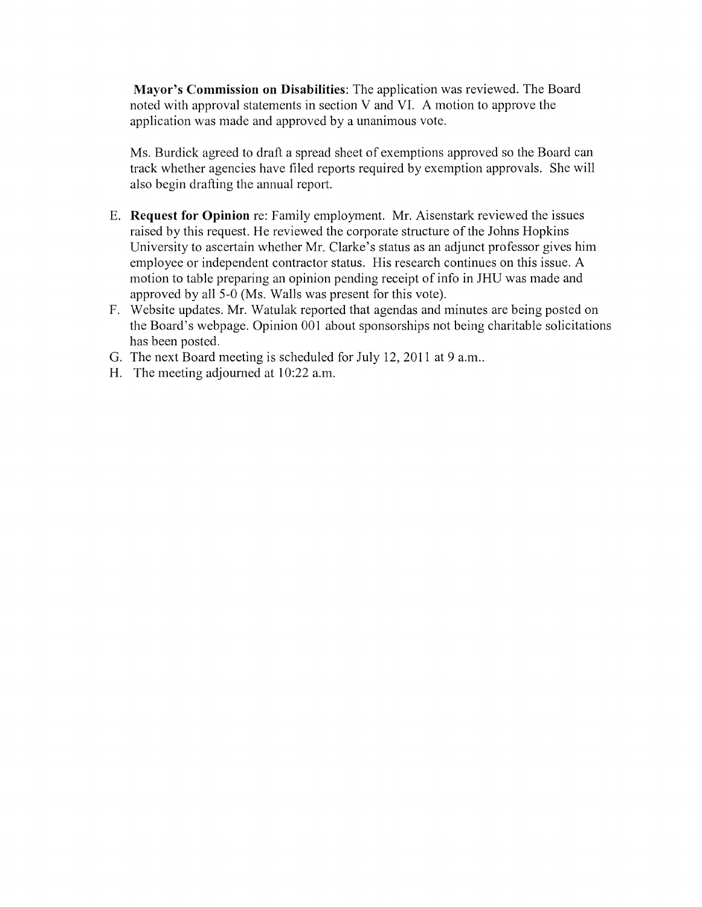**Mayor's Commission on Disabilities**: The application was reviewed. The Board noted with approval statements in section V and VI. A motion to approve the application was made and approved by a unanimous vote.

Ms. Burdick agreed to draft a spread sheet of exemptions approved so the Board can track whether agencies have filed reports required by exemption approvals. She will also begin drafting the annual report.

E. **Request for Opinion** re: Family employment. Mr. Aisenstark reviewed the issues raised by this request. He reviewed the corporate structure of the Johns Hopkins University to ascertain whether Mr. Clarke's status as an adjunct professor gives him employee or independent contractor status. His research continues on this issue. A motion to table preparing an opinion pending receipt of info in JHU was made and approved by all 5-0 (Ms. Walls was present for this vote).
F. Website updates. Mr. Watulak reported that agendas and minutes are being posted on the Board's webpage. Opinion 001 about sponsorships not being charitable solicitations has been posted.
G. The next Board meeting is scheduled for July 12, 2011 at 9 a.m..
H. The meeting adjourned at 10:22 a.m.